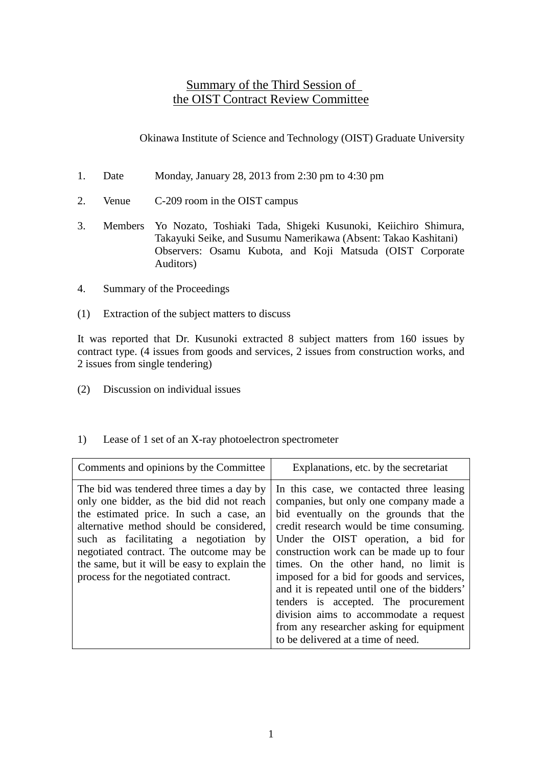# Summary of the Third Session of the OIST Contract Review Committee

Okinawa Institute of Science and Technology (OIST) Graduate University

1. Date Monday, January 28, 2013 from 2:30 pm to 4:30 pm

2. Venue C-209 room in the OIST campus

3. Members Yo Nozato, Toshiaki Tada, Shigeki Kusunoki, Keiichiro Shimura, Takayuki Seike, and Susumu Namerikawa (Absent: Takao Kashitani)
   Observers: Osamu Kubota, and Koji Matsuda (OIST Corporate Auditors)

4. Summary of the Proceedings

(1) Extraction of the subject matters to discuss

It was reported that Dr. Kusunoki extracted 8 subject matters from 160 issues by contract type. (4 issues from goods and services, 2 issues from construction works, and 2 issues from single tendering)

(2) Discussion on individual issues

1) Lease of 1 set of an X-ray photoelectron spectrometer

| Comments and opinions by the Committee | Explanations, etc. by the secretariat |
|---|---|
| The bid was tendered three times a day by only one bidder, as the bid did not reach the estimated price. In such a case, an alternative method should be considered, such as facilitating a negotiation by negotiated contract. The outcome may be the same, but it will be easy to explain the process for the negotiated contract. | In this case, we contacted three leasing companies, but only one company made a bid eventually on the grounds that the credit research would be time consuming. Under the OIST operation, a bid for construction work can be made up to four times. On the other hand, no limit is imposed for a bid for goods and services, and it is repeated until one of the bidders' tenders is accepted. The procurement division aims to accommodate a request from any researcher asking for equipment to be delivered at a time of need. |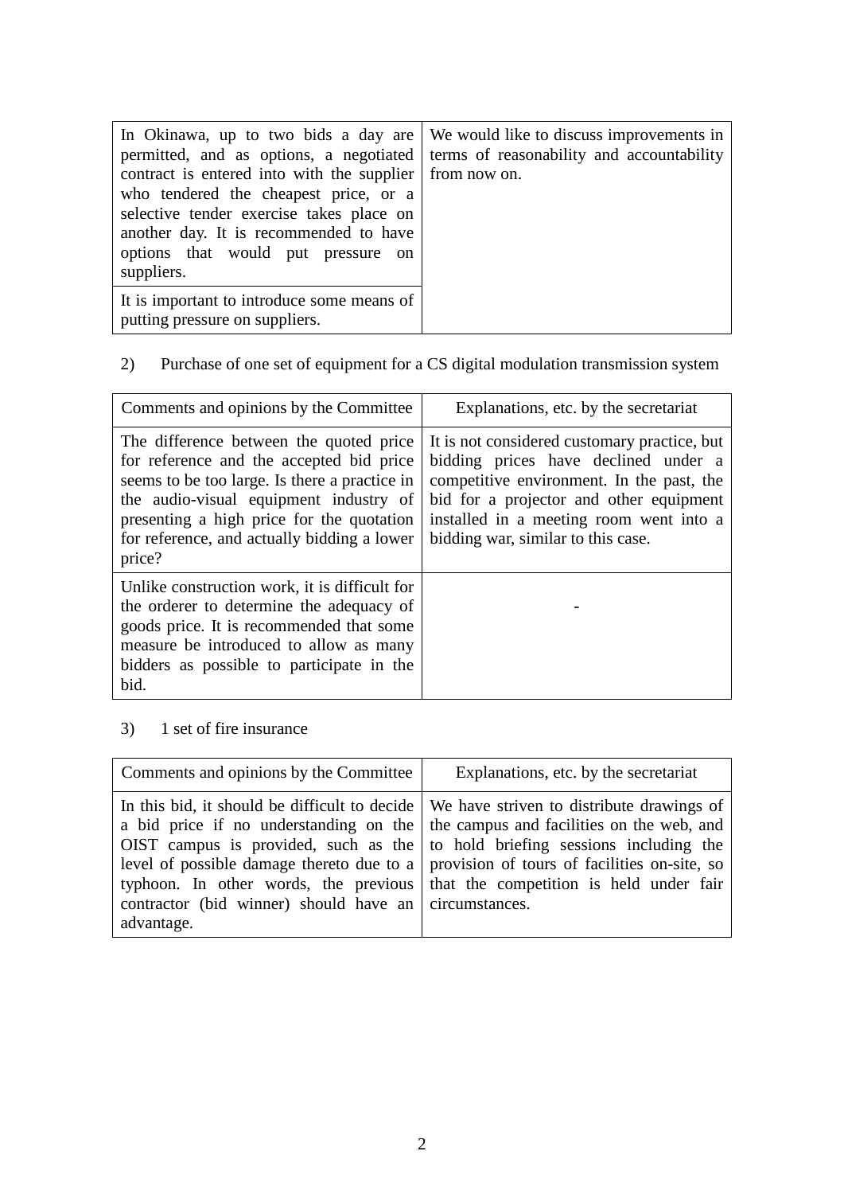| | |
|---|---|
| In Okinawa, up to two bids a day are permitted, and as options, a negotiated contract is entered into with the supplier who tendered the cheapest price, or a selective tender exercise takes place on another day. It is recommended to have options that would put pressure on suppliers. | We would like to discuss improvements in terms of reasonability and accountability from now on. |
| It is important to introduce some means of putting pressure on suppliers. | |

2) Purchase of one set of equipment for a CS digital modulation transmission system

| Comments and opinions by the Committee | Explanations, etc. by the secretariat |
|---|---|
| The difference between the quoted price for reference and the accepted bid price seems to be too large. Is there a practice in the audio-visual equipment industry of presenting a high price for the quotation for reference, and actually bidding a lower price? | It is not considered customary practice, but bidding prices have declined under a competitive environment. In the past, the bid for a projector and other equipment installed in a meeting room went into a bidding war, similar to this case. |
| Unlike construction work, it is difficult for the orderer to determine the adequacy of goods price. It is recommended that some measure be introduced to allow as many bidders as possible to participate in the bid. | - |

3) 1 set of fire insurance

| Comments and opinions by the Committee | Explanations, etc. by the secretariat |
|---|---|
| In this bid, it should be difficult to decide a bid price if no understanding on the OIST campus is provided, such as the level of possible damage thereto due to a typhoon. In other words, the previous contractor (bid winner) should have an advantage. | We have striven to distribute drawings of the campus and facilities on the web, and to hold briefing sessions including the provision of tours of facilities on-site, so that the competition is held under fair circumstances. |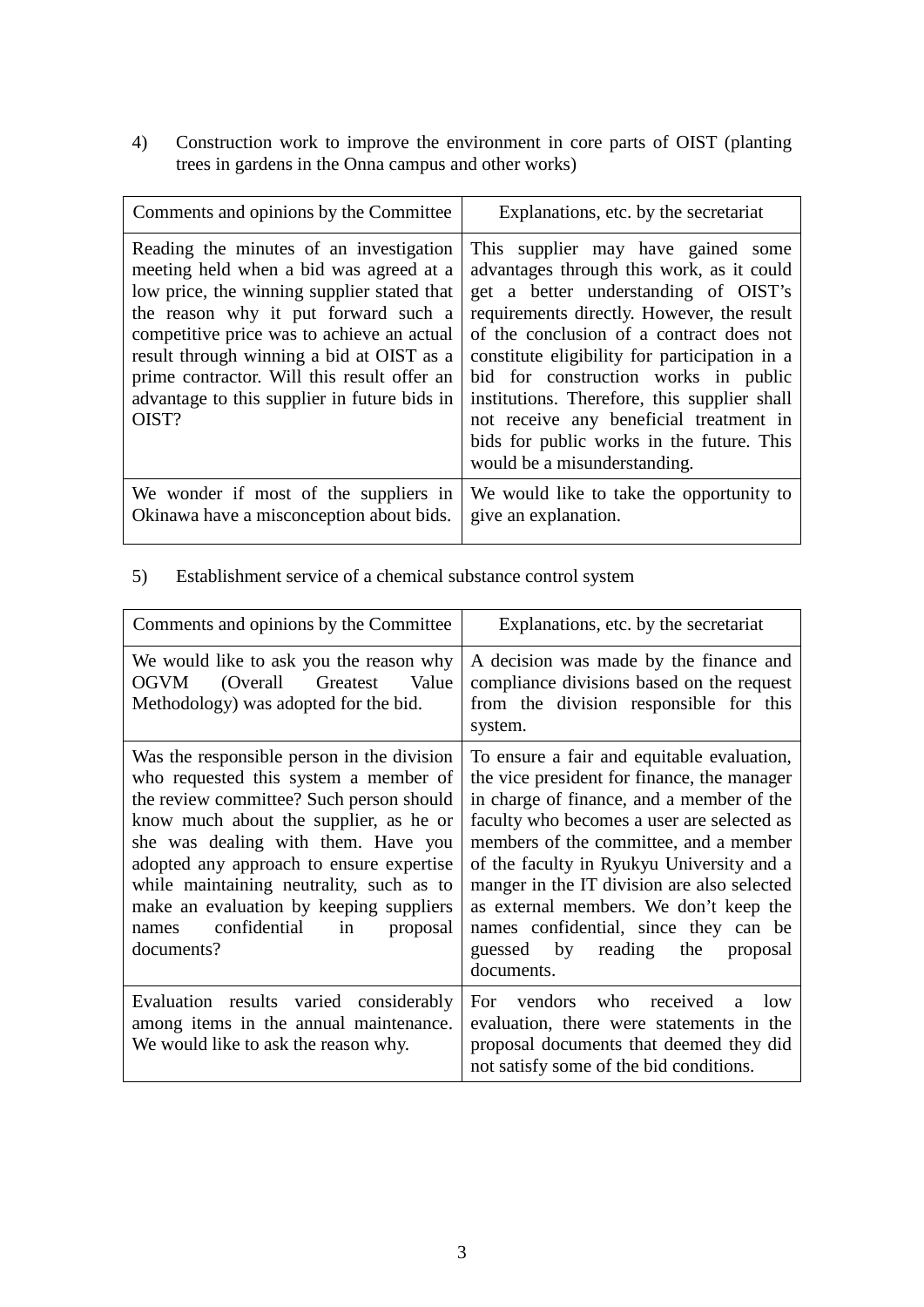4) Construction work to improve the environment in core parts of OIST (planting trees in gardens in the Onna campus and other works)

| Comments and opinions by the Committee | Explanations, etc. by the secretariat |
|---|---|
| Reading the minutes of an investigation meeting held when a bid was agreed at a low price, the winning supplier stated that the reason why it put forward such a competitive price was to achieve an actual result through winning a bid at OIST as a prime contractor. Will this result offer an advantage to this supplier in future bids in OIST? | This supplier may have gained some advantages through this work, as it could get a better understanding of OIST's requirements directly. However, the result of the conclusion of a contract does not constitute eligibility for participation in a bid for construction works in public institutions. Therefore, this supplier shall not receive any beneficial treatment in bids for public works in the future. This would be a misunderstanding. |
| We wonder if most of the suppliers in Okinawa have a misconception about bids. | We would like to take the opportunity to give an explanation. |

5) Establishment service of a chemical substance control system

| Comments and opinions by the Committee | Explanations, etc. by the secretariat |
|---|---|
| We would like to ask you the reason why OGVM (Overall Greatest Value Methodology) was adopted for the bid. | A decision was made by the finance and compliance divisions based on the request from the division responsible for this system. |
| Was the responsible person in the division who requested this system a member of the review committee? Such person should know much about the supplier, as he or she was dealing with them. Have you adopted any approach to ensure expertise while maintaining neutrality, such as to make an evaluation by keeping suppliers names confidential in proposal documents? | To ensure a fair and equitable evaluation, the vice president for finance, the manager in charge of finance, and a member of the faculty who becomes a user are selected as members of the committee, and a member of the faculty in Ryukyu University and a manger in the IT division are also selected as external members. We don't keep the names confidential, since they can be guessed by reading the proposal documents. |
| Evaluation results varied considerably among items in the annual maintenance. We would like to ask the reason why. | For vendors who received a low evaluation, there were statements in the proposal documents that deemed they did not satisfy some of the bid conditions. |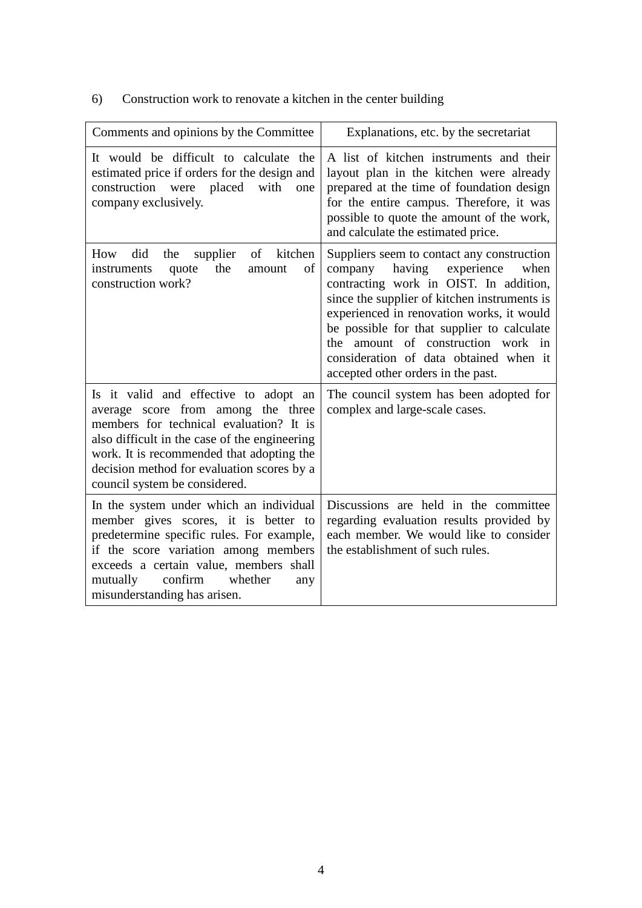6) Construction work to renovate a kitchen in the center building

| Comments and opinions by the Committee | Explanations, etc. by the secretariat |
|---|---|
| It would be difficult to calculate the estimated price if orders for the design and construction were placed with one company exclusively. | A list of kitchen instruments and their layout plan in the kitchen were already prepared at the time of foundation design for the entire campus. Therefore, it was possible to quote the amount of the work, and calculate the estimated price. |
| How did the supplier of kitchen instruments quote the amount of construction work? | Suppliers seem to contact any construction company having experience when contracting work in OIST. In addition, since the supplier of kitchen instruments is experienced in renovation works, it would be possible for that supplier to calculate the amount of construction work in consideration of data obtained when it accepted other orders in the past. |
| Is it valid and effective to adopt an average score from among the three members for technical evaluation? It is also difficult in the case of the engineering work. It is recommended that adopting the decision method for evaluation scores by a council system be considered. | The council system has been adopted for complex and large-scale cases. |
| In the system under which an individual member gives scores, it is better to predetermine specific rules. For example, if the score variation among members exceeds a certain value, members shall mutually confirm whether any misunderstanding has arisen. | Discussions are held in the committee regarding evaluation results provided by each member. We would like to consider the establishment of such rules. |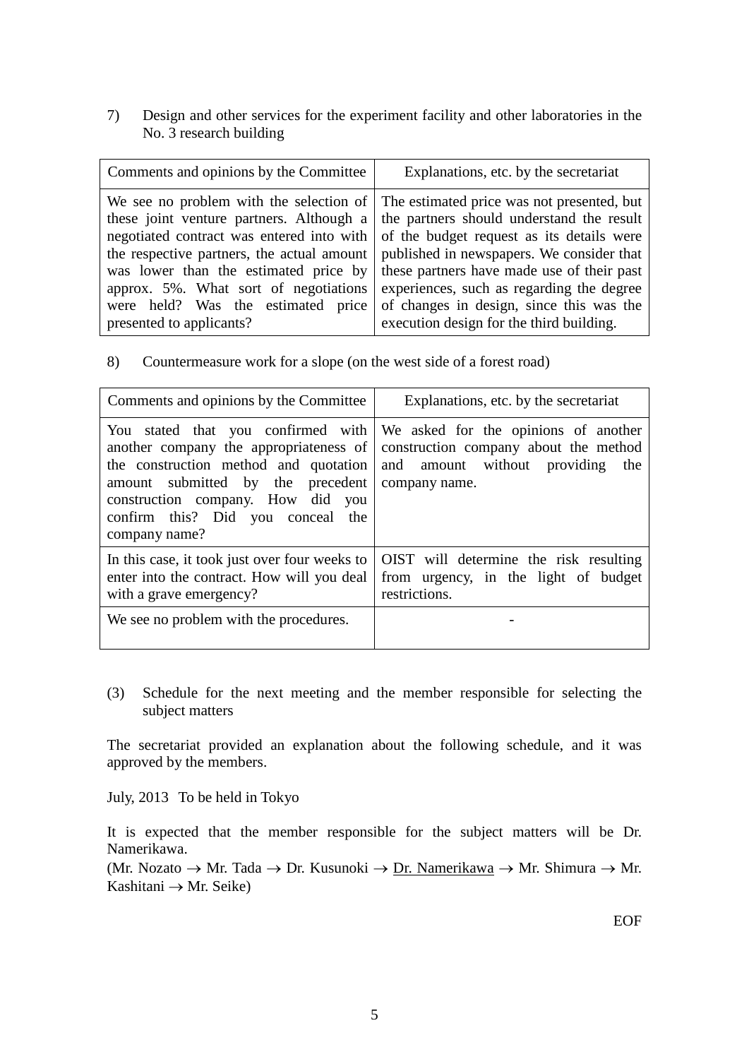7) Design and other services for the experiment facility and other laboratories in the No. 3 research building

| Comments and opinions by the Committee | Explanations, etc. by the secretariat |
|---|---|
| We see no problem with the selection of these joint venture partners. Although a negotiated contract was entered into with the respective partners, the actual amount was lower than the estimated price by approx. 5%. What sort of negotiations were held? Was the estimated price presented to applicants? | The estimated price was not presented, but the partners should understand the result of the budget request as its details were published in newspapers. We consider that these partners have made use of their past experiences, such as regarding the degree of changes in design, since this was the execution design for the third building. |

8) Countermeasure work for a slope (on the west side of a forest road)

| Comments and opinions by the Committee | Explanations, etc. by the secretariat |
|---|---|
| You stated that you confirmed with another company the appropriateness of the construction method and quotation amount submitted by the precedent construction company. How did you confirm this? Did you conceal the company name? | We asked for the opinions of another construction company about the method and amount without providing the company name. |
| In this case, it took just over four weeks to enter into the contract. How will you deal with a grave emergency? | OIST will determine the risk resulting from urgency, in the light of budget restrictions. |
| We see no problem with the procedures. | - |

(3) Schedule for the next meeting and the member responsible for selecting the subject matters

The secretariat provided an explanation about the following schedule, and it was approved by the members.

July, 2013 To be held in Tokyo

It is expected that the member responsible for the subject matters will be Dr. Namerikawa.
(Mr. Nozato → Mr. Tada → Dr. Kusunoki → Dr. Namerikawa → Mr. Shimura → Mr. Kashitani → Mr. Seike)

EOF